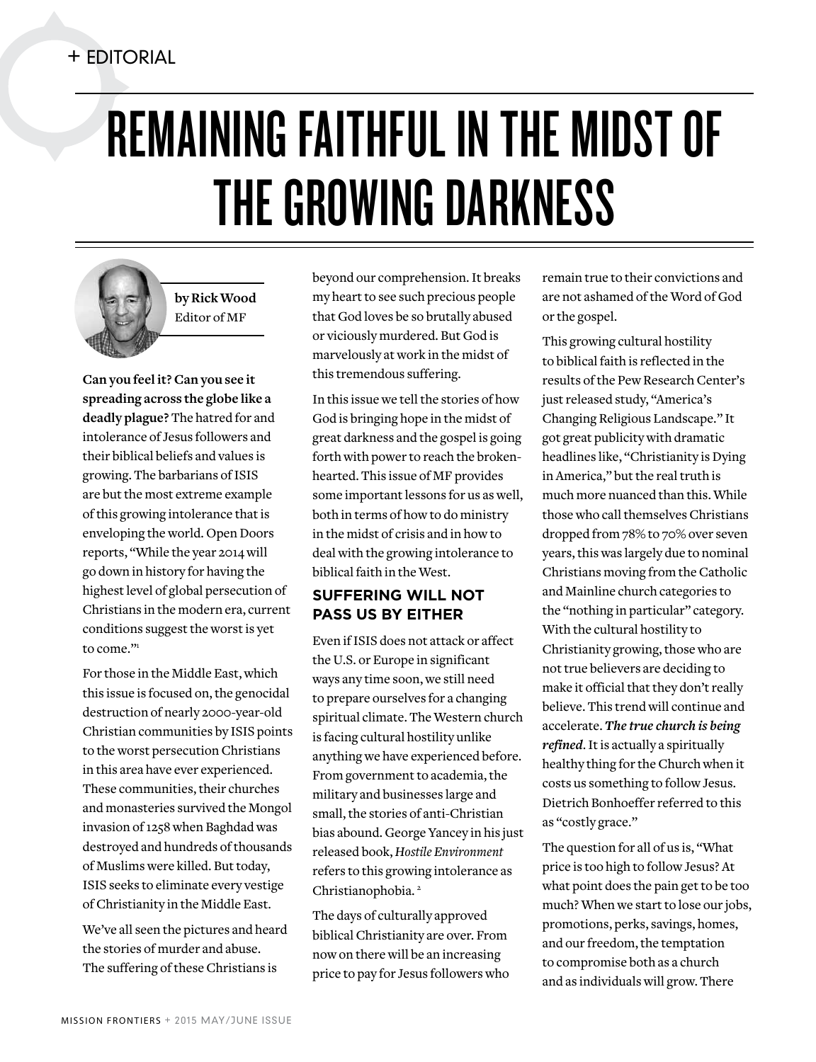+ EDITORIAL

# REMAINING FAITHFUL IN THE MIDST OF THE GROWING DARKNESS

**by Rick Wood**
Editor of MF

**Can you feel it? Can you see it spreading across the globe like a deadly plague?** The hatred for and intolerance of Jesus followers and their biblical beliefs and values is growing. The barbarians of ISIS are but the most extreme example of this growing intolerance that is enveloping the world. Open Doors reports, "While the year 2014 will go down in history for having the highest level of global persecution of Christians in the modern era, current conditions suggest the worst is yet to come."[1]

For those in the Middle East, which this issue is focused on, the genocidal destruction of nearly 2000-year-old Christian communities by ISIS points to the worst persecution Christians in this area have ever experienced. These communities, their churches and monasteries survived the Mongol invasion of 1258 when Baghdad was destroyed and hundreds of thousands of Muslims were killed. But today, ISIS seeks to eliminate every vestige of Christianity in the Middle East.

We've all seen the pictures and heard the stories of murder and abuse. The suffering of these Christians is beyond our comprehension. It breaks my heart to see such precious people that God loves be so brutally abused or viciously murdered. But God is marvelously at work in the midst of this tremendous suffering.

In this issue we tell the stories of how God is bringing hope in the midst of great darkness and the gospel is going forth with power to reach the broken-hearted. This issue of MF provides some important lessons for us as well, both in terms of how to do ministry in the midst of crisis and in how to deal with the growing intolerance to biblical faith in the West.

## SUFFERING WILL NOT PASS US BY EITHER

Even if ISIS does not attack or affect the U.S. or Europe in significant ways any time soon, we still need to prepare ourselves for a changing spiritual climate. The Western church is facing cultural hostility unlike anything we have experienced before. From government to academia, the military and businesses large and small, the stories of anti-Christian bias abound. George Yancey in his just released book, *Hostile Environment* refers to this growing intolerance as Christianophobia. [2]

The days of culturally approved biblical Christianity are over. From now on there will be an increasing price to pay for Jesus followers who remain true to their convictions and are not ashamed of the Word of God or the gospel.

This growing cultural hostility to biblical faith is reflected in the results of the Pew Research Center's just released study, "America's Changing Religious Landscape." It got great publicity with dramatic headlines like, "Christianity is Dying in America," but the real truth is much more nuanced than this. While those who call themselves Christians dropped from 78% to 70% over seven years, this was largely due to nominal Christians moving from the Catholic and Mainline church categories to the "nothing in particular" category. With the cultural hostility to Christianity growing, those who are not true believers are deciding to make it official that they don't really believe. This trend will continue and accelerate. ***The true church is being refined***. It is actually a spiritually healthy thing for the Church when it costs us something to follow Jesus. Dietrich Bonhoeffer referred to this as "costly grace."

The question for all of us is, "What price is too high to follow Jesus? At what point does the pain get to be too much? When we start to lose our jobs, promotions, perks, savings, homes, and our freedom, the temptation to compromise both as a church and as individuals will grow. There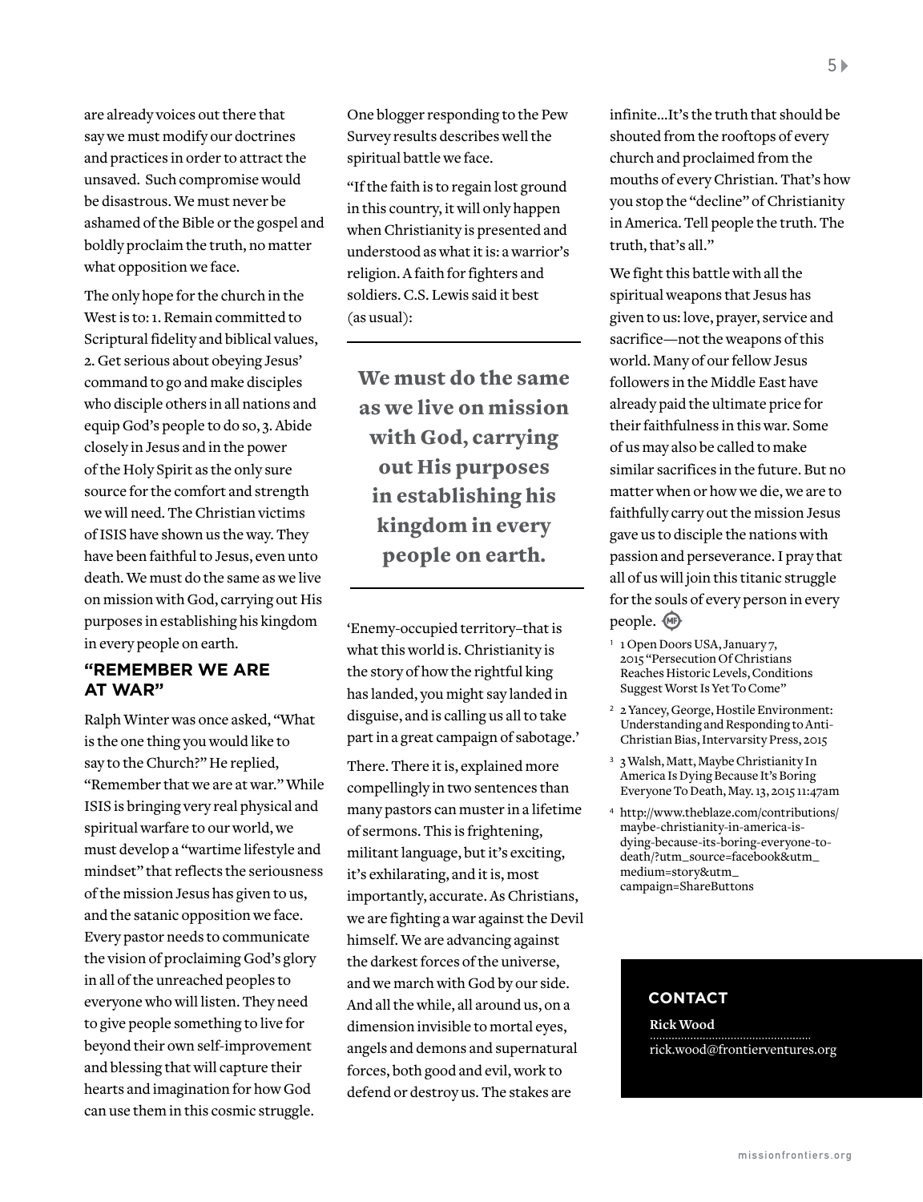are already voices out there that say we must modify our doctrines and practices in order to attract the unsaved. Such compromise would be disastrous. We must never be ashamed of the Bible or the gospel and boldly proclaim the truth, no matter what opposition we face.

The only hope for the church in the West is to: 1. Remain committed to Scriptural fidelity and biblical values, 2. Get serious about obeying Jesus' command to go and make disciples who disciple others in all nations and equip God's people to do so, 3. Abide closely in Jesus and in the power of the Holy Spirit as the only sure source for the comfort and strength we will need. The Christian victims of ISIS have shown us the way. They have been faithful to Jesus, even unto death. We must do the same as we live on mission with God, carrying out His purposes in establishing his kingdom in every people on earth.

## "REMEMBER WE ARE AT WAR"

Ralph Winter was once asked, "What is the one thing you would like to say to the Church?" He replied, "Remember that we are at war." While ISIS is bringing very real physical and spiritual warfare to our world, we must develop a "wartime lifestyle and mindset" that reflects the seriousness of the mission Jesus has given to us, and the satanic opposition we face. Every pastor needs to communicate the vision of proclaiming God's glory in all of the unreached peoples to everyone who will listen. They need to give people something to live for beyond their own self-improvement and blessing that will capture their hearts and imagination for how God can use them in this cosmic struggle.

One blogger responding to the Pew Survey results describes well the spiritual battle we face.

"If the faith is to regain lost ground in this country, it will only happen when Christianity is presented and understood as what it is: a warrior's religion. A faith for fighters and soldiers. C.S. Lewis said it best (as usual):

**We must do the same as we live on mission with God, carrying out His purposes in establishing his kingdom in every people on earth.**

'Enemy-occupied territory–that is what this world is. Christianity is the story of how the rightful king has landed, you might say landed in disguise, and is calling us all to take part in a great campaign of sabotage.'

There. There it is, explained more compellingly in two sentences than many pastors can muster in a lifetime of sermons. This is frightening, militant language, but it's exciting, it's exhilarating, and it is, most importantly, accurate. As Christians, we are fighting a war against the Devil himself. We are advancing against the darkest forces of the universe, and we march with God by our side. And all the while, all around us, on a dimension invisible to mortal eyes, angels and demons and supernatural forces, both good and evil, work to defend or destroy us. The stakes are infinite...It's the truth that should be shouted from the rooftops of every church and proclaimed from the mouths of every Christian. That's how you stop the "decline" of Christianity in America. Tell people the truth. The truth, that's all."

We fight this battle with all the spiritual weapons that Jesus has given to us: love, prayer, service and sacrifice—not the weapons of this world. Many of our fellow Jesus followers in the Middle East have already paid the ultimate price for their faithfulness in this war. Some of us may also be called to make similar sacrifices in the future. But no matter when or how we die, we are to faithfully carry out the mission Jesus gave us to disciple the nations with passion and perseverance. I pray that all of us will join this titanic struggle for the souls of every person in every people.

[1] 1 Open Doors USA, January 7, 2015 "Persecution Of Christians Reaches Historic Levels, Conditions Suggest Worst Is Yet To Come"

[2] 2 Yancey, George, Hostile Environment: Understanding and Responding to Anti-Christian Bias, Intervarsity Press, 2015

[3] 3 Walsh, Matt, Maybe Christianity In America Is Dying Because It's Boring Everyone To Death, May. 13, 2015 11:47am

[4] http://www.theblaze.com/contributions/maybe-christianity-in-america-is-dying-because-its-boring-everyone-to-death/?utm_source=facebook&utm_medium=story&utm_campaign=ShareButtons

**CONTACT**

**Rick Wood**
rick.wood@frontierventures.org